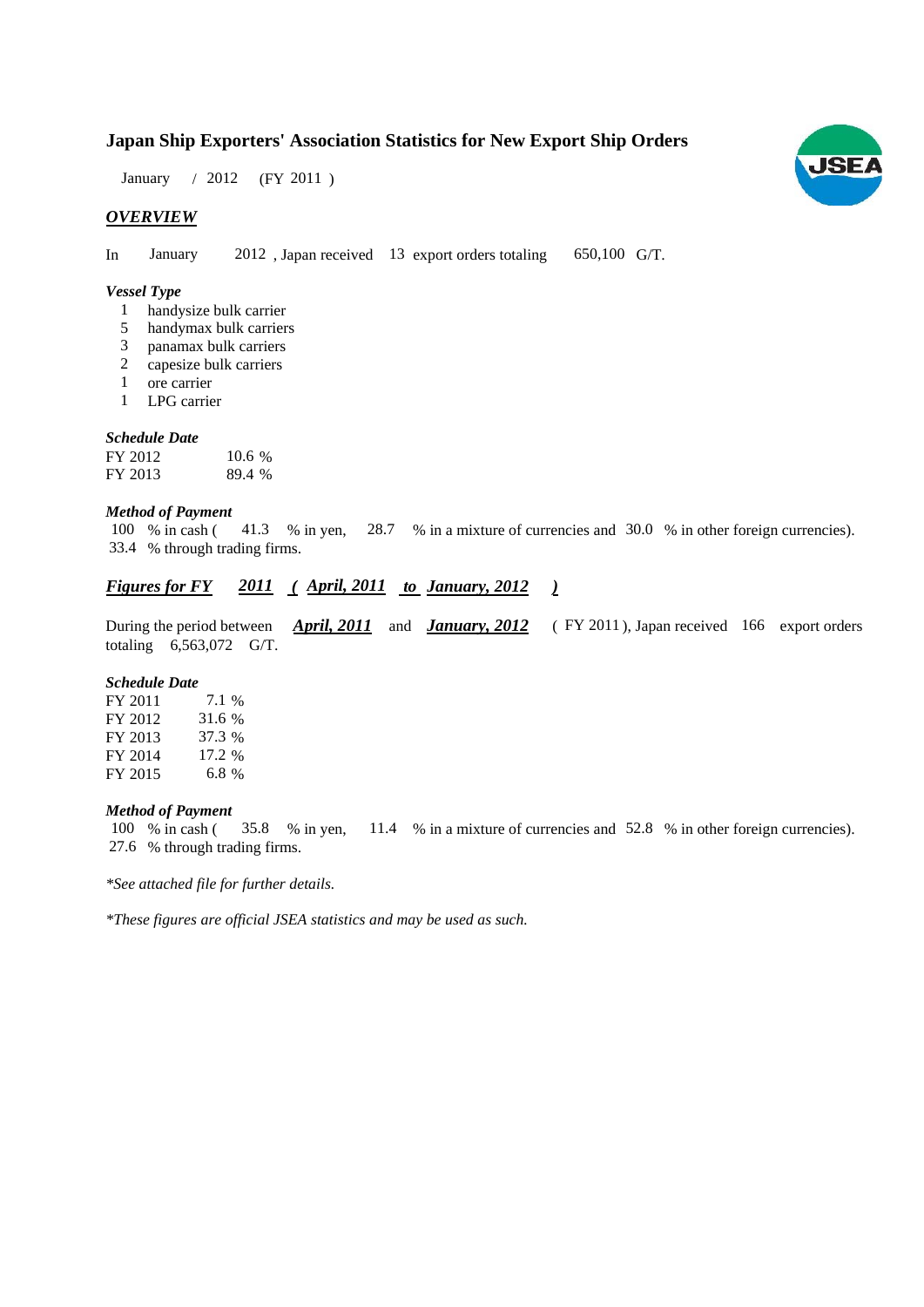# Japan Ship Exporters' Association Statistics for New Export Ship Orders

January / 2012 (FY 2011 )

## *OVERVIEW*

In January 2012 , Japan received 13 export orders totaling 650,100 G/T.

### *Vessel Type*

1 handysize bulk carrier
5 handymax bulk carriers
3 panamax bulk carriers
2 capesize bulk carriers
1 ore carrier
1 LPG carrier

### *Schedule Date*

| | |
|---|---|
| FY 2012 | 10.6 % |
| FY 2013 | 89.4 % |

### *Method of Payment*

100 % in cash ( 41.3 % in yen, 28.7 % in a mixture of currencies and 30.0 % in other foreign currencies).
33.4 % through trading firms.

## ***Figures for FY 2011 ( April, 2011 to January, 2012 )***

During the period between ***April, 2011*** and ***January, 2012*** ( FY 2011 ), Japan received 166 export orders totaling 6,563,072 G/T.

### *Schedule Date*

| | |
|---|---|
| FY 2011 | 7.1 % |
| FY 2012 | 31.6 % |
| FY 2013 | 37.3 % |
| FY 2014 | 17.2 % |
| FY 2015 | 6.8 % |

### *Method of Payment*

100 % in cash ( 35.8 % in yen, 11.4 % in a mixture of currencies and 52.8 % in other foreign currencies).
27.6 % through trading firms.

*\*See attached file for further details.*

*\*These figures are official JSEA statistics and may be used as such.*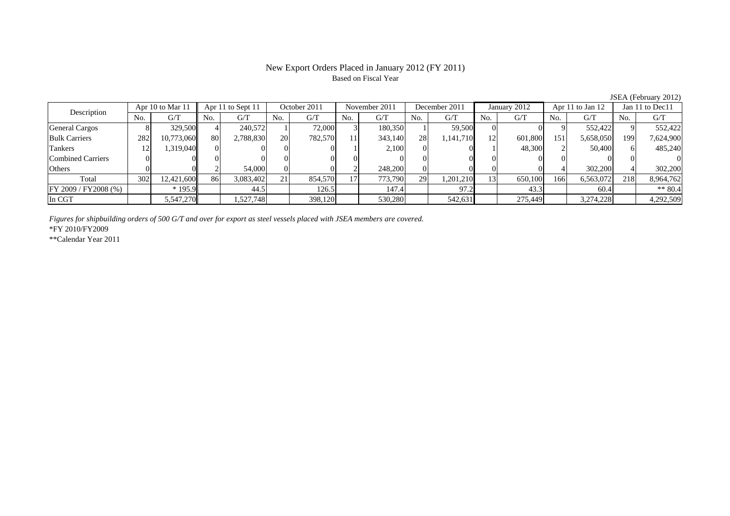# New Export Orders Placed in January 2012 (FY 2011)

Based on Fiscal Year

JSEA (February 2012)

| Description | Apr 10 to Mar 11 | | Apr 11 to Sept 11 | | October 2011 | | November 2011 | | December 2011 | | January 2012 | | Apr 11 to Jan 12 | | Jan 11 to Dec11 | |
|---|---|---|---|---|---|---|---|---|---|---|---|---|---|---|---|---|
| | No. | G/T | No. | G/T | No. | G/T | No. | G/T | No. | G/T | No. | G/T | No. | G/T | No. | G/T |
| General Cargos | 8 | 329,500 | 4 | 240,572 | 1 | 72,000 | 3 | 180,350 | 1 | 59,500 | 0 | 0 | 9 | 552,422 | 9 | 552,422 |
| Bulk Carriers | 282 | 10,773,060 | 80 | 2,788,830 | 20 | 782,570 | 11 | 343,140 | 28 | 1,141,710 | 12 | 601,800 | 151 | 5,658,050 | 199 | 7,624,900 |
| Tankers | 12 | 1,319,040 | 0 | 0 | 0 | 0 | 1 | 2,100 | 0 | 0 | 1 | 48,300 | 2 | 50,400 | 6 | 485,240 |
| Combined Carriers | 0 | 0 | 0 | 0 | 0 | 0 | 0 | 0 | 0 | 0 | 0 | 0 | 0 | 0 | 0 | 0 |
| Others | 0 | 0 | 2 | 54,000 | 0 | 0 | 2 | 248,200 | 0 | 0 | 0 | 0 | 4 | 302,200 | 4 | 302,200 |
| Total | 302 | 12,421,600 | 86 | 3,083,402 | 21 | 854,570 | 17 | 773,790 | 29 | 1,201,210 | 13 | 650,100 | 166 | 6,563,072 | 218 | 8,964,762 |
| FY 2009 / FY2008 (%) | | * 195.9 | | 44.5 | | 126.5 | | 147.4 | | 97.2 | | 43.3 | | 60.4 | | ** 80.4 |
| In CGT | | 5,547,270 | | 1,527,748 | | 398,120 | | 530,280 | | 542,631 | | 275,449 | | 3,274,228 | | 4,292,509 |

*Figures for shipbuilding orders of 500 G/T and over for export as steel vessels placed with JSEA members are covered.*

*FY 2010/FY2009

**Calendar Year 2011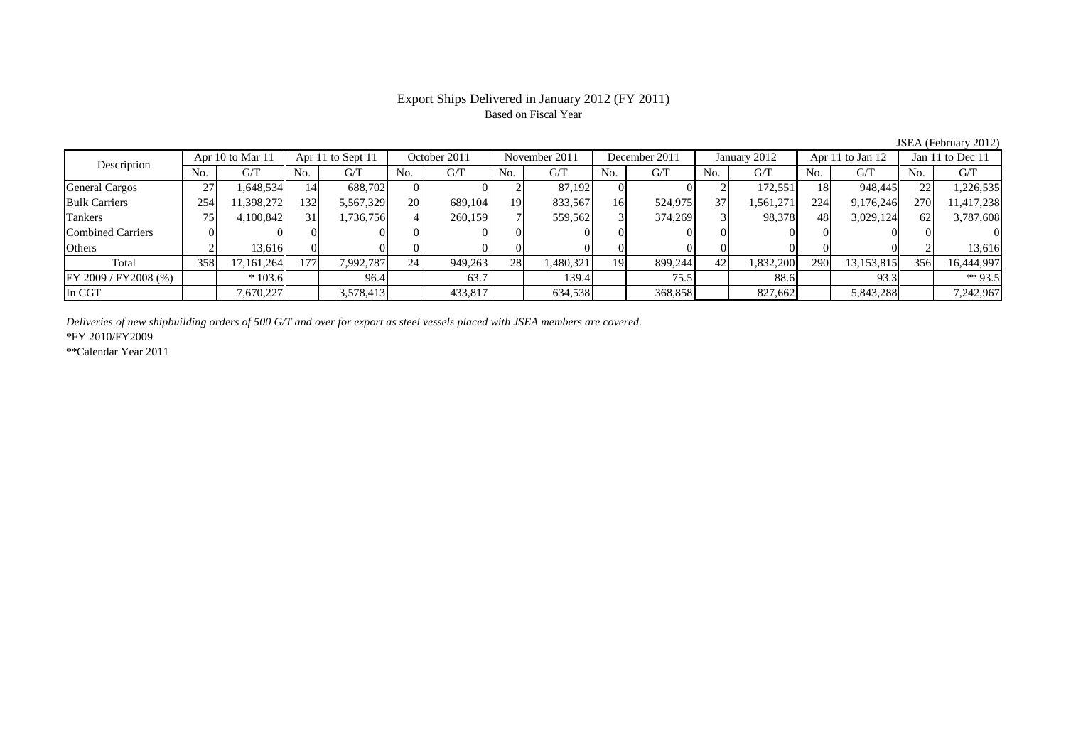# Export Ships Delivered in January 2012 (FY 2011)

Based on Fiscal Year

JSEA (February 2012)

| Description | Apr 10 to Mar 11 | | Apr 11 to Sept 11 | | October 2011 | | November 2011 | | December 2011 | | January 2012 | | Apr 11 to Jan 12 | | Jan 11 to Dec 11 | |
|---|---|---|---|---|---|---|---|---|---|---|---|---|---|---|---|---|
| | No. | G/T | No. | G/T | No. | G/T | No. | G/T | No. | G/T | No. | G/T | No. | G/T | No. | G/T |
| General Cargos | 27 | 1,648,534 | 14 | 688,702 | 0 | 0 | 2 | 87,192 | 0 | 0 | 2 | 172,551 | 18 | 948,445 | 22 | 1,226,535 |
| Bulk Carriers | 254 | 11,398,272 | 132 | 5,567,329 | 20 | 689,104 | 19 | 833,567 | 16 | 524,975 | 37 | 1,561,271 | 224 | 9,176,246 | 270 | 11,417,238 |
| Tankers | 75 | 4,100,842 | 31 | 1,736,756 | 4 | 260,159 | 7 | 559,562 | 3 | 374,269 | 3 | 98,378 | 48 | 3,029,124 | 62 | 3,787,608 |
| Combined Carriers | 0 | 0 | 0 | 0 | 0 | 0 | 0 | 0 | 0 | 0 | 0 | 0 | 0 | 0 | 0 | 0 |
| Others | 2 | 13,616 | 0 | 0 | 0 | 0 | 0 | 0 | 0 | 0 | 0 | 0 | 0 | 0 | 2 | 13,616 |
| Total | 358 | 17,161,264 | 177 | 7,992,787 | 24 | 949,263 | 28 | 1,480,321 | 19 | 899,244 | 42 | 1,832,200 | 290 | 13,153,815 | 356 | 16,444,997 |
| FY 2009 / FY2008 (%) | | * 103.6 | | 96.4 | | 63.7 | | 139.4 | | 75.5 | | 88.6 | | 93.3 | | ** 93.5 |
| In CGT | | 7,670,227 | | 3,578,413 | | 433,817 | | 634,538 | | 368,858 | | 827,662 | | 5,843,288 | | 7,242,967 |

*Deliveries of new shipbuilding orders of 500 G/T and over for export as steel vessels placed with JSEA members are covered.*

*FY 2010/FY2009

**Calendar Year 2011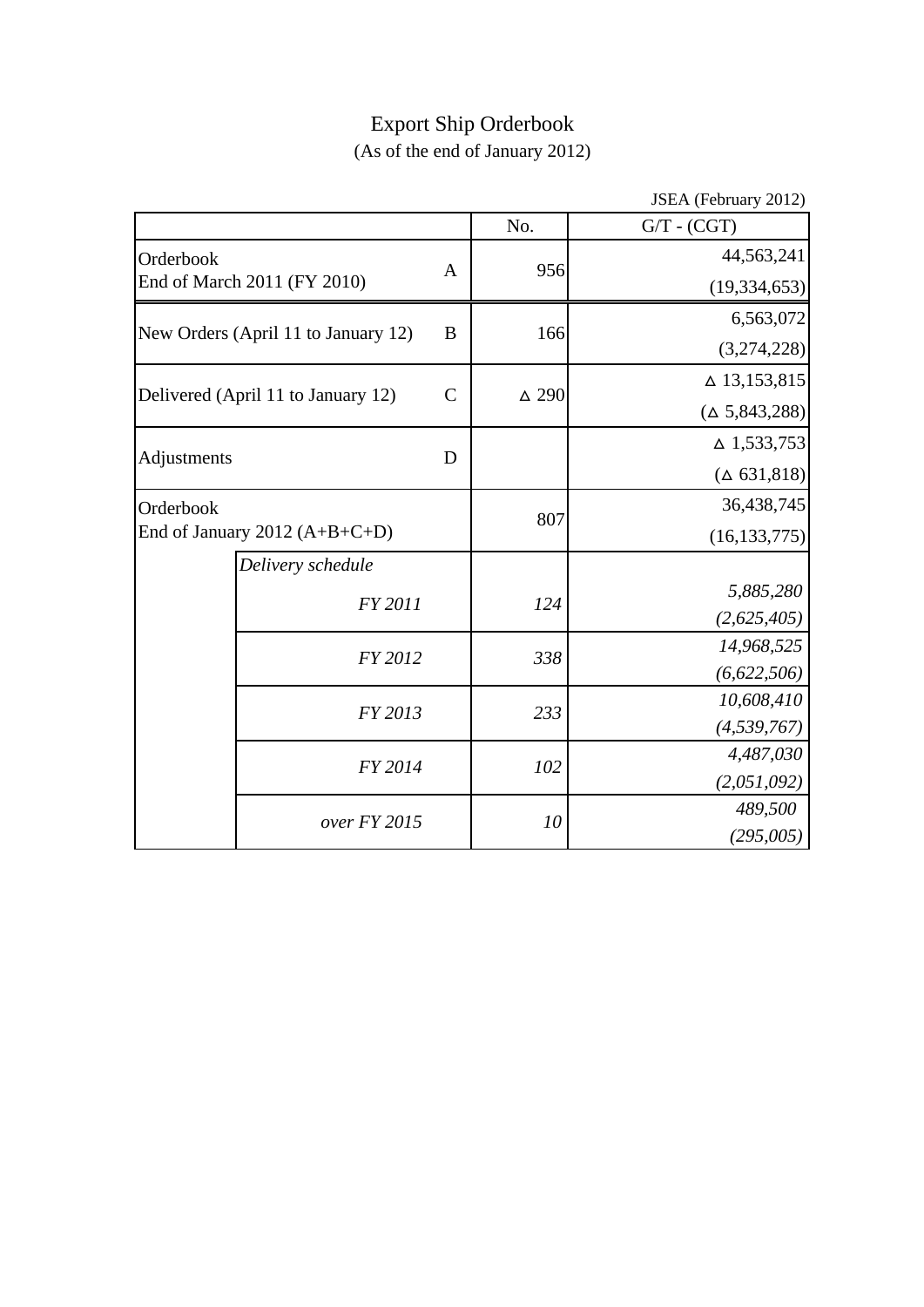# Export Ship Orderbook

(As of the end of January 2012)

JSEA (February 2012)

| | | | No. | G/T - (CGT) |
|---|---|---|---|---|
| Orderbook<br>End of March 2011 (FY 2010) | | A | 956 | 44,563,241<br>(19,334,653) |
| New Orders (April 11 to January 12) | | B | 166 | 6,563,072<br>(3,274,228) |
| Delivered (April 11 to January 12) | | C | ∆ 290 | ∆ 13,153,815<br>(∆ 5,843,288) |
| Adjustments | | D | | ∆ 1,533,753<br>(∆ 631,818) |
| Orderbook<br>End of January 2012 (A+B+C+D) | | | 807 | 36,438,745<br>(16,133,775) |
| | *Delivery schedule*<br>*FY 2011* | | *124* | *5,885,280*<br>*(2,625,405)* |
| | *FY 2012* | | *338* | *14,968,525*<br>*(6,622,506)* |
| | *FY 2013* | | *233* | *10,608,410*<br>*(4,539,767)* |
| | *FY 2014* | | *102* | *4,487,030*<br>*(2,051,092)* |
| | *over FY 2015* | | *10* | *489,500*<br>*(295,005)* |